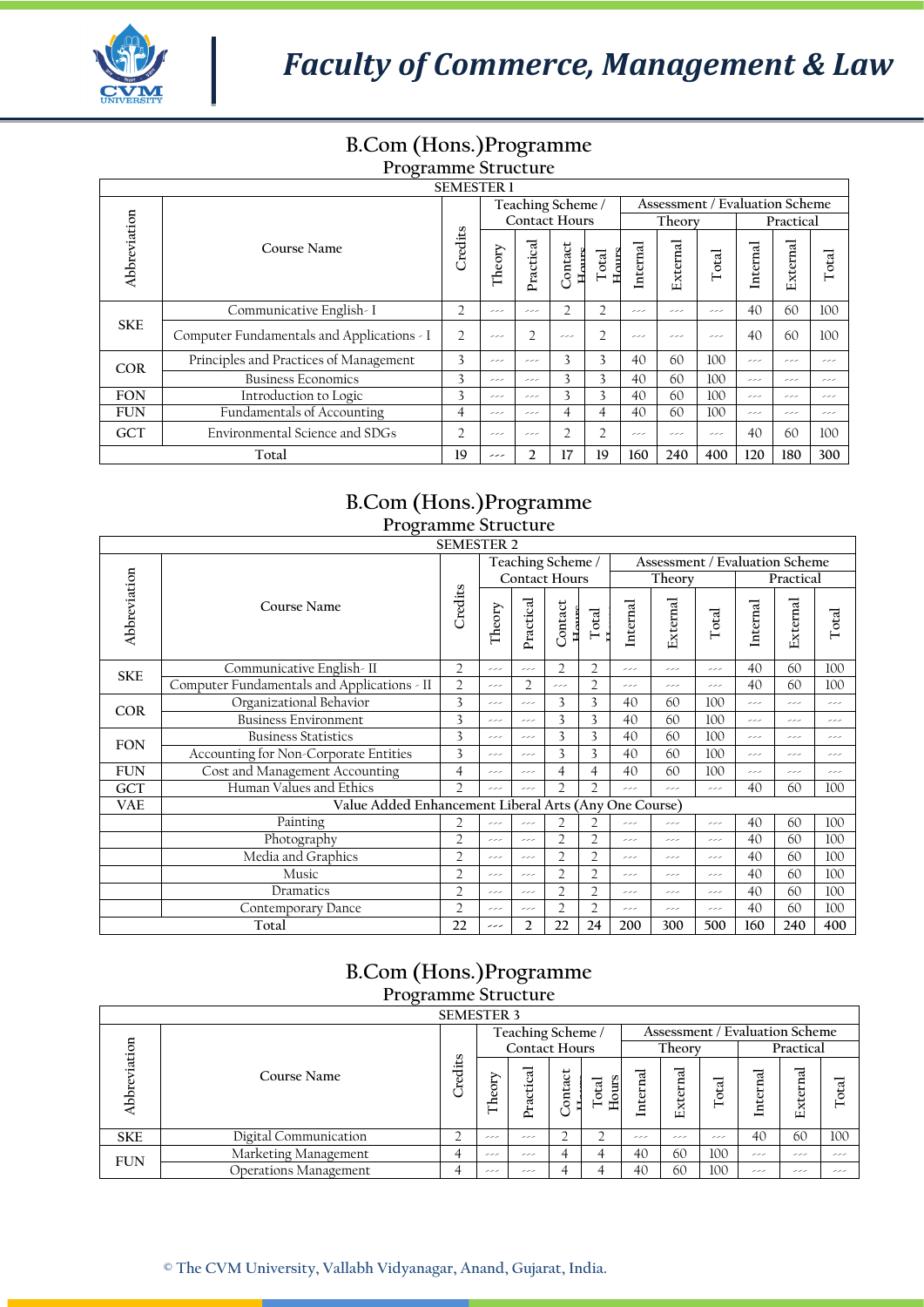# Faculty of Commerce, Management & Law

## B.Com (Hons.)Programme

### Programme Structure

| SEMESTER 1 | | | | | | | | | | | | |
|---|---|---|---|---|---|---|---|---|---|---|---|---|
| Abbreviation | Course Name | Credits | Teaching Scheme / Contact Hours | | | | Assessment / Evaluation Scheme | | | | | |
| | | | | | | | Theory | | | Practical | | |
| | | | Theory | Practical | Contact Hours | Total Hours | Internal | External | Total | Internal | External | Total |
| SKE | Communicative English- I | 2 | --- | --- | 2 | 2 | --- | --- | --- | 40 | 60 | 100 |
| | Computer Fundamentals and Applications - I | 2 | --- | 2 | --- | 2 | --- | --- | --- | 40 | 60 | 100 |
| COR | Principles and Practices of Management | 3 | --- | --- | 3 | 3 | 40 | 60 | 100 | --- | --- | --- |
| | Business Economics | 3 | --- | --- | 3 | 3 | 40 | 60 | 100 | --- | --- | --- |
| FON | Introduction to Logic | 3 | --- | --- | 3 | 3 | 40 | 60 | 100 | --- | --- | --- |
| FUN | Fundamentals of Accounting | 4 | --- | --- | 4 | 4 | 40 | 60 | 100 | --- | --- | --- |
| GCT | Environmental Science and SDGs | 2 | --- | --- | 2 | 2 | --- | --- | --- | 40 | 60 | 100 |
| Total | | 19 | --- | 2 | 17 | 19 | 160 | 240 | 400 | 120 | 180 | 300 |

## B.Com (Hons.)Programme

### Programme Structure

| SEMESTER 2 | | | | | | | | | | | | |
|---|---|---|---|---|---|---|---|---|---|---|---|---|
| Abbreviation | Course Name | Credits | Teaching Scheme / Contact Hours | | | | Assessment / Evaluation Scheme | | | | | |
| | | | | | | | Theory | | | Practical | | |
| | | | Theory | Practical | Contact Hours | Total Hours | Internal | External | Total | Internal | External | Total |
| SKE | Communicative English- II | 2 | --- | --- | 2 | 2 | --- | --- | --- | 40 | 60 | 100 |
| | Computer Fundamentals and Applications - II | 2 | --- | 2 | --- | 2 | --- | --- | --- | 40 | 60 | 100 |
| COR | Organizational Behavior | 3 | --- | --- | 3 | 3 | 40 | 60 | 100 | --- | --- | --- |
| | Business Environment | 3 | --- | --- | 3 | 3 | 40 | 60 | 100 | --- | --- | --- |
| FON | Business Statistics | 3 | --- | --- | 3 | 3 | 40 | 60 | 100 | --- | --- | --- |
| | Accounting for Non-Corporate Entities | 3 | --- | --- | 3 | 3 | 40 | 60 | 100 | --- | --- | --- |
| FUN | Cost and Management Accounting | 4 | --- | --- | 4 | 4 | 40 | 60 | 100 | --- | --- | --- |
| GCT | Human Values and Ethics | 2 | --- | --- | 2 | 2 | --- | --- | --- | 40 | 60 | 100 |
| VAE | Value Added Enhancement Liberal Arts (Any One Course) | | | | | | | | | | | |
| | Painting | 2 | --- | --- | 2 | 2 | --- | --- | --- | 40 | 60 | 100 |
| | Photography | 2 | --- | --- | 2 | 2 | --- | --- | --- | 40 | 60 | 100 |
| | Media and Graphics | 2 | --- | --- | 2 | 2 | --- | --- | --- | 40 | 60 | 100 |
| | Music | 2 | --- | --- | 2 | 2 | --- | --- | --- | 40 | 60 | 100 |
| | Dramatics | 2 | --- | --- | 2 | 2 | --- | --- | --- | 40 | 60 | 100 |
| | Contemporary Dance | 2 | --- | --- | 2 | 2 | --- | --- | --- | 40 | 60 | 100 |
| Total | | 22 | --- | 2 | 22 | 24 | 200 | 300 | 500 | 160 | 240 | 400 |

## B.Com (Hons.)Programme

### Programme Structure

| SEMESTER 3 | | | | | | | | | | | | |
|---|---|---|---|---|---|---|---|---|---|---|---|---|
| Abbreviation | Course Name | Credits | Teaching Scheme / Contact Hours | | | | Assessment / Evaluation Scheme | | | | | |
| | | | | | | | Theory | | | Practical | | |
| | | | Theory | Practical | Contact | Total Hours | Internal | External | Total | Internal | External | Total |
| SKE | Digital Communication | 2 | --- | --- | 2 | 2 | --- | --- | --- | 40 | 60 | 100 |
| FUN | Marketing Management | 4 | --- | --- | 4 | 4 | 40 | 60 | 100 | --- | --- | --- |
| | Operations Management | 4 | --- | --- | 4 | 4 | 40 | 60 | 100 | --- | --- | --- |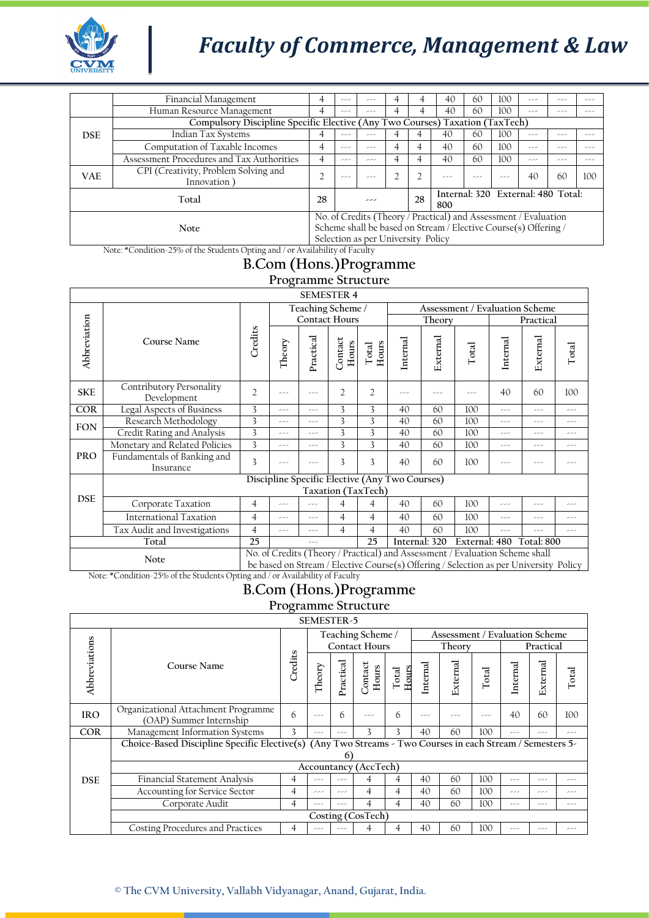| | Course Name | Credits | Theory | Practical | Contact Hours | Total Hours | Internal | External | Total | Internal | External | Total |
|---|---|---|---|---|---|---|---|---|---|---|---|---|
| | Financial Management | 4 | --- | --- | 4 | 4 | 40 | 60 | 100 | --- | --- | --- |
| | Human Resource Management | 4 | --- | --- | 4 | 4 | 40 | 60 | 100 | --- | --- | --- |
| DSE | Compulsory Discipline Specific Elective (Any Two Courses) Taxation (TaxTech) | | | | | | | | | | | |
| | Indian Tax Systems | 4 | --- | --- | 4 | 4 | 40 | 60 | 100 | --- | --- | --- |
| | Computation of Taxable Incomes | 4 | --- | --- | 4 | 4 | 40 | 60 | 100 | --- | --- | --- |
| | Assessment Procedures and Tax Authorities | 4 | --- | --- | 4 | 4 | 40 | 60 | 100 | --- | --- | --- |
| VAE | CPI (Creativity, Problem Solving and Innovation ) | 2 | --- | --- | 2 | 2 | --- | --- | --- | 40 | 60 | 100 |
| Total | | 28 | --- | | | 28 | Internal: 320 External: 480 Total: 800 | | | | | |
| Note | | No. of Credits (Theory / Practical) and Assessment / Evaluation Scheme shall be based on Stream / Elective Course(s) Offering / Selection as per University Policy | | | | | | | | | | |

Note: *Condition-25% of the Students Opting and / or Availability of Faculty

## B.Com (Hons.)Programme

### Programme Structure

| SEMESTER 4 | | | | | | | | | | | | |
|---|---|---|---|---|---|---|---|---|---|---|---|---|
| Abbreviation | Course Name | Credits | Teaching Scheme / Contact Hours | | | | Assessment / Evaluation Scheme | | | | | |
| | | | | | | | Theory | | | Practical | | |
| | | | Theory | Practical | Contact Hours | Total Hours | Internal | External | Total | Internal | External | Total |
| SKE | Contributory Personality Development | 2 | --- | --- | 2 | 2 | --- | --- | --- | 40 | 60 | 100 |
| COR | Legal Aspects of Business | 3 | --- | --- | 3 | 3 | 40 | 60 | 100 | --- | --- | --- |
| FON | Research Methodology | 3 | --- | --- | 3 | 3 | 40 | 60 | 100 | --- | --- | --- |
| | Credit Rating and Analysis | 3 | --- | --- | 3 | 3 | 40 | 60 | 100 | --- | --- | --- |
| PRO | Monetary and Related Policies | 3 | --- | --- | 3 | 3 | 40 | 60 | 100 | --- | --- | --- |
| | Fundamentals of Banking and Insurance | 3 | --- | --- | 3 | 3 | 40 | 60 | 100 | --- | --- | --- |
| DSE | Discipline Specific Elective (Any Two Courses) Taxation (TaxTech) | | | | | | | | | | | |
| | Corporate Taxation | 4 | --- | --- | 4 | 4 | 40 | 60 | 100 | --- | --- | --- |
| | International Taxation | 4 | --- | --- | 4 | 4 | 40 | 60 | 100 | --- | --- | --- |
| | Tax Audit and Investigations | 4 | --- | --- | 4 | 4 | 40 | 60 | 100 | --- | --- | --- |
| Total | | 25 | --- | | | 25 | Internal: 320 External: 480 Total: 800 | | | | | |
| Note | | No. of Credits (Theory / Practical) and Assessment / Evaluation Scheme shall be based on Stream / Elective Course(s) Offering / Selection as per University Policy | | | | | | | | | | |

Note: *Condition-25% of the Students Opting and / or Availability of Faculty

## B.Com (Hons.)Programme

### Programme Structure

| SEMESTER-5 | | | | | | | | | | | | |
|---|---|---|---|---|---|---|---|---|---|---|---|---|
| Abbreviations | Course Name | Credits | Teaching Scheme / Contact Hours | | | | Assessment / Evaluation Scheme | | | | | |
| | | | | | | | Theory | | | Practical | | |
| | | | Theory | Practical | Contact Hours | Total Hours | Internal | External | Total | Internal | External | Total |
| IRO | Organizational Attachment Programme (OAP) Summer Internship | 6 | --- | 6 | --- | 6 | --- | --- | --- | 40 | 60 | 100 |
| COR | Management Information Systems | 3 | --- | --- | 3 | 3 | 40 | 60 | 100 | --- | --- | --- |
| DSE | Choice-Based Discipline Specific Elective(s) (Any Two Streams - Two Courses in each Stream / Semesters 5-6) | | | | | | | | | | | |
| | Accountancy (AccTech) | | | | | | | | | | | |
| | Financial Statement Analysis | 4 | --- | --- | 4 | 4 | 40 | 60 | 100 | --- | --- | --- |
| | Accounting for Service Sector | 4 | --- | --- | 4 | 4 | 40 | 60 | 100 | --- | --- | --- |
| | Corporate Audit | 4 | --- | --- | 4 | 4 | 40 | 60 | 100 | --- | --- | --- |
| | Costing (CosTech) | | | | | | | | | | | |
| | Costing Procedures and Practices | 4 | --- | --- | 4 | 4 | 40 | 60 | 100 | --- | --- | --- |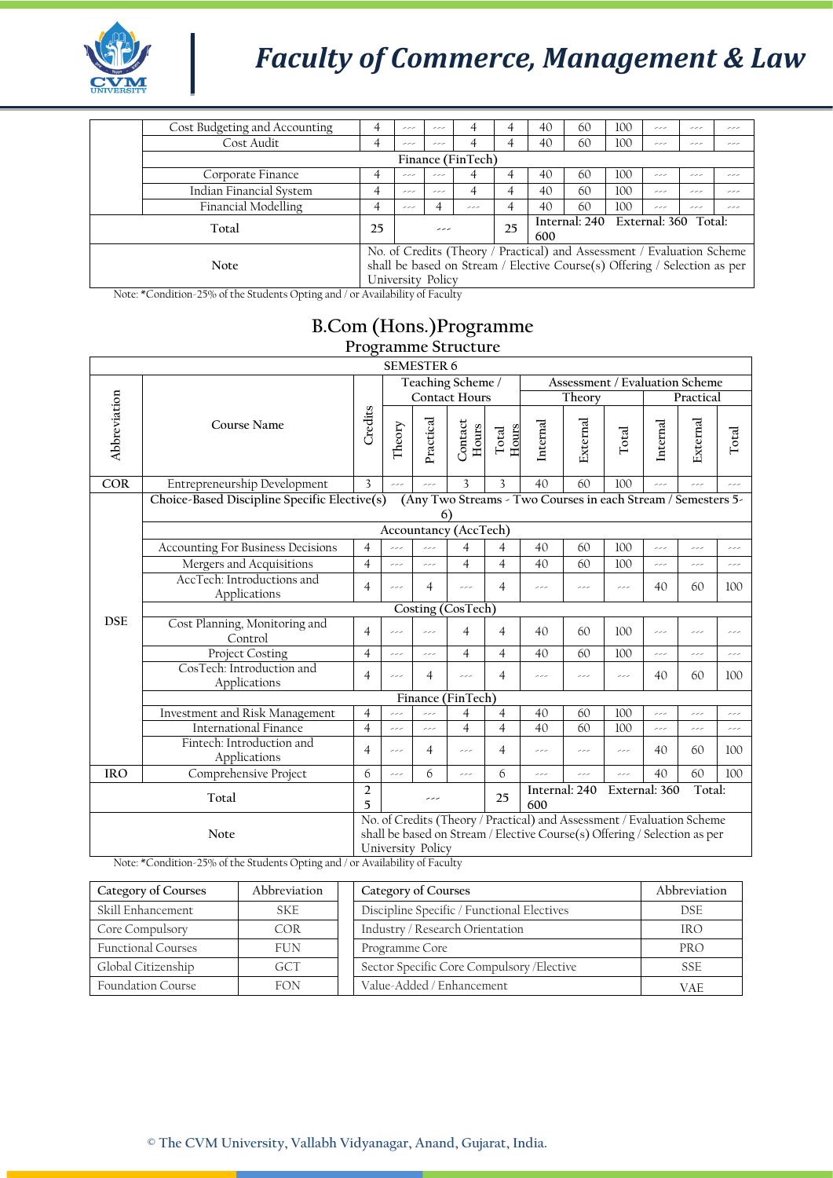| | Course Name | Credits | Theory | Practical | Contact Hours | Total Hours | Internal | External | Total | Internal | External | Total |
|---|---|---|---|---|---|---|---|---|---|---|---|---|
| | Cost Budgeting and Accounting | 4 | --- | --- | 4 | 4 | 40 | 60 | 100 | --- | --- | --- |
| | Cost Audit | 4 | --- | --- | 4 | 4 | 40 | 60 | 100 | --- | --- | --- |
| | Finance (FinTech) | | | | | | | | | | | |
| | Corporate Finance | 4 | --- | --- | 4 | 4 | 40 | 60 | 100 | --- | --- | --- |
| | Indian Financial System | 4 | --- | --- | 4 | 4 | 40 | 60 | 100 | --- | --- | --- |
| | Financial Modelling | 4 | --- | 4 | --- | 4 | 40 | 60 | 100 | --- | --- | --- |
| Total | | 25 | --- | | | 25 | Internal: 240 External: 360 Total: 600 | | | | | |
| Note | | No. of Credits (Theory / Practical) and Assessment / Evaluation Scheme shall be based on Stream / Elective Course(s) Offering / Selection as per University Policy | | | | | | | | | | |

Note: *Condition-25% of the Students Opting and / or Availability of Faculty

## B.Com (Hons.)Programme

### Programme Structure

| SEMESTER 6 | | | | | | | | | | | | |
|---|---|---|---|---|---|---|---|---|---|---|---|---|
| Abbreviation | Course Name | Credits | Teaching Scheme / Contact Hours | | | | Assessment / Evaluation Scheme | | | | | |
| | | | | | | | Theory | | | Practical | | |
| | | | Theory | Practical | Contact Hours | Total Hours | Internal | External | Total | Internal | External | Total |
| COR | Entrepreneurship Development | 3 | --- | --- | 3 | 3 | 40 | 60 | 100 | --- | --- | --- |
| DSE | Choice-Based Discipline Specific Elective(s) (Any Two Streams - Two Courses in each Stream / Semesters 5-6) | | | | | | | | | | | |
| | Accountancy (AccTech) | | | | | | | | | | | |
| | Accounting For Business Decisions | 4 | --- | --- | 4 | 4 | 40 | 60 | 100 | --- | --- | --- |
| | Mergers and Acquisitions | 4 | --- | --- | 4 | 4 | 40 | 60 | 100 | --- | --- | --- |
| | AccTech: Introductions and Applications | 4 | --- | 4 | --- | 4 | --- | --- | --- | 40 | 60 | 100 |
| | Costing (CosTech) | | | | | | | | | | | |
| | Cost Planning, Monitoring and Control | 4 | --- | --- | 4 | 4 | 40 | 60 | 100 | --- | --- | --- |
| | Project Costing | 4 | --- | --- | 4 | 4 | 40 | 60 | 100 | --- | --- | --- |
| | CosTech: Introduction and Applications | 4 | --- | 4 | --- | 4 | --- | --- | --- | 40 | 60 | 100 |
| | Finance (FinTech) | | | | | | | | | | | |
| | Investment and Risk Management | 4 | --- | --- | 4 | 4 | 40 | 60 | 100 | --- | --- | --- |
| | International Finance | 4 | --- | --- | 4 | 4 | 40 | 60 | 100 | --- | --- | --- |
| | Fintech: Introduction and Applications | 4 | --- | 4 | --- | 4 | --- | --- | --- | 40 | 60 | 100 |
| IRO | Comprehensive Project | 6 | --- | 6 | --- | 6 | --- | --- | --- | 40 | 60 | 100 |
| Total | | 25 | --- | | | 25 | Internal: 240 External: 360 Total: 600 | | | | | |
| Note | | No. of Credits (Theory / Practical) and Assessment / Evaluation Scheme shall be based on Stream / Elective Course(s) Offering / Selection as per University Policy | | | | | | | | | | |

Note: *Condition-25% of the Students Opting and / or Availability of Faculty

| Category of Courses | Abbreviation | Category of Courses | Abbreviation |
|---|---|---|---|
| Skill Enhancement | SKE | Discipline Specific / Functional Electives | DSE |
| Core Compulsory | COR | Industry / Research Orientation | IRO |
| Functional Courses | FUN | Programme Core | PRO |
| Global Citizenship | GCT | Sector Specific Core Compulsory /Elective | SSE |
| Foundation Course | FON | Value-Added / Enhancement | VAE |